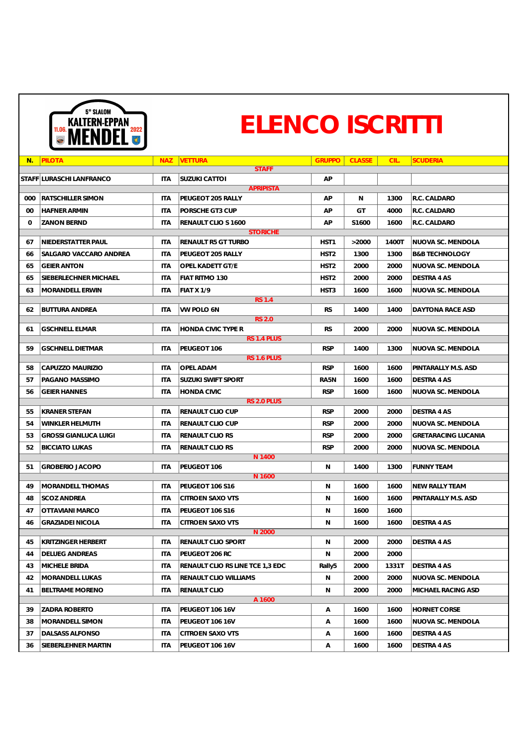5° SLALOM KALTERN-EPPAN MENDEL 11.06. 2022

# ELENCO ISCRITTI

| N. | PILOTA | NAZ | VETTURA | GRUPPO | CLASSE | CIL. | SCUDERIA |
|---|---|---|---|---|---|---|---|
| | | | **STAFF** | | | | |
| STAFF | LURASCHI LANFRANCO | ITA | SUZUKI CATTOI | AP | | | |
| | | | **APRIPISTA** | | | | |
| 000 | RATSCHILLER SIMON | ITA | PEUGEOT 205 RALLY | AP | N | 1300 | R.C. CALDARO |
| 00 | HAFNER ARMIN | ITA | PORSCHE GT3 CUP | AP | GT | 4000 | R.C. CALDARO |
| 0 | ZANON BERND | ITA | RENAULT CLIO S 1600 | AP | S1600 | 1600 | R.C. CALDARO |
| | | | **STORICHE** | | | | |
| 67 | NIEDERSTATTER PAUL | ITA | RENAULT R5 GT TURBO | HST1 | >2000 | 1400T | NUOVA SC. MENDOLA |
| 66 | SALGARO VACCARO ANDREA | ITA | PEUGEOT 205 RALLY | HST2 | 1300 | 1300 | B&B TECHNOLOGY |
| 65 | GEIER ANTON | ITA | OPEL KADETT GT/E | HST2 | 2000 | 2000 | NUOVA SC. MENDOLA |
| 65 | SIEBERLECHNER MICHAEL | ITA | FIAT RITMO 130 | HST2 | 2000 | 2000 | DESTRA 4 AS |
| 63 | MORANDELL ERWIN | ITA | FIAT X 1/9 | HST3 | 1600 | 1600 | NUOVA SC. MENDOLA |
| | | | **RS 1.4** | | | | |
| 62 | BUTTURA ANDREA | ITA | VW POLO 6N | RS | 1400 | 1400 | DAYTONA RACE ASD |
| | | | **RS 2.0** | | | | |
| 61 | GSCHNELL ELMAR | ITA | HONDA CIVIC TYPE R | RS | 2000 | 2000 | NUOVA SC. MENDOLA |
| | | | **RS 1.4 PLUS** | | | | |
| 59 | GSCHNELL DIETMAR | ITA | PEUGEOT 106 | RSP | 1400 | 1300 | NUOVA SC. MENDOLA |
| | | | **RS 1.6 PLUS** | | | | |
| 58 | CAPUZZO MAURIZIO | ITA | OPEL ADAM | RSP | 1600 | 1600 | PINTARALLY M.S. ASD |
| 57 | PAGANO MASSIMO | ITA | SUZUKI SWIFT SPORT | RA5N | 1600 | 1600 | DESTRA 4 AS |
| 56 | GEIER HANNES | ITA | HONDA CIVIC | RSP | 1600 | 1600 | NUOVA SC. MENDOLA |
| | | | **RS 2.0 PLUS** | | | | |
| 55 | KRANER STEFAN | ITA | RENAULT CLIO CUP | RSP | 2000 | 2000 | DESTRA 4 AS |
| 54 | WINKLER HELMUTH | ITA | RENAULT CLIO CUP | RSP | 2000 | 2000 | NUOVA SC. MENDOLA |
| 53 | GROSSI GIANLUCA LUIGI | ITA | RENAULT CLIO RS | RSP | 2000 | 2000 | GRETARACING LUCANIA |
| 52 | BICCIATO LUKAS | ITA | RENAULT CLIO RS | RSP | 2000 | 2000 | NUOVA SC. MENDOLA |
| | | | **N 1400** | | | | |
| 51 | GROBERIO JACOPO | ITA | PEUGEOT 106 | N | 1400 | 1300 | FUNNY TEAM |
| | | | **N 1600** | | | | |
| 49 | MORANDELL THOMAS | ITA | PEUGEOT 106 S16 | N | 1600 | 1600 | NEW RALLY TEAM |
| 48 | SCOZ ANDREA | ITA | CITROEN SAXO VTS | N | 1600 | 1600 | PINTARALLY M.S. ASD |
| 47 | OTTAVIANI MARCO | ITA | PEUGEOT 106 S16 | N | 1600 | 1600 | |
| 46 | GRAZIADEI NICOLA | ITA | CITROEN SAXO VTS | N | 1600 | 1600 | DESTRA 4 AS |
| | | | **N 2000** | | | | |
| 45 | KRITZINGER HERBERT | ITA | RENAULT CLIO SPORT | N | 2000 | 2000 | DESTRA 4 AS |
| 44 | DELUEG ANDREAS | ITA | PEUGEOT 206 RC | N | 2000 | 2000 | |
| 43 | MICHELE BRIDA | ITA | RENAULT CLIO RS LINE TCE 1,3 EDC | Rally5 | 2000 | 1331T | DESTRA 4 AS |
| 42 | MORANDELL LUKAS | ITA | RENAULT CLIO WILLIAMS | N | 2000 | 2000 | NUOVA SC. MENDOLA |
| 41 | BELTRAME MORENO | ITA | RENAULT CLIO | N | 2000 | 2000 | MICHAEL RACING ASD |
| | | | **A 1600** | | | | |
| 39 | ZADRA ROBERTO | ITA | PEUGEOT 106 16V | A | 1600 | 1600 | HORNET CORSE |
| 38 | MORANDELL SIMON | ITA | PEUGEOT 106 16V | A | 1600 | 1600 | NUOVA SC. MENDOLA |
| 37 | DALSASS ALFONSO | ITA | CITROEN SAXO VTS | A | 1600 | 1600 | DESTRA 4 AS |
| 36 | SIEBERLEHNER MARTIN | ITA | PEUGEOT 106 16V | A | 1600 | 1600 | DESTRA 4 AS |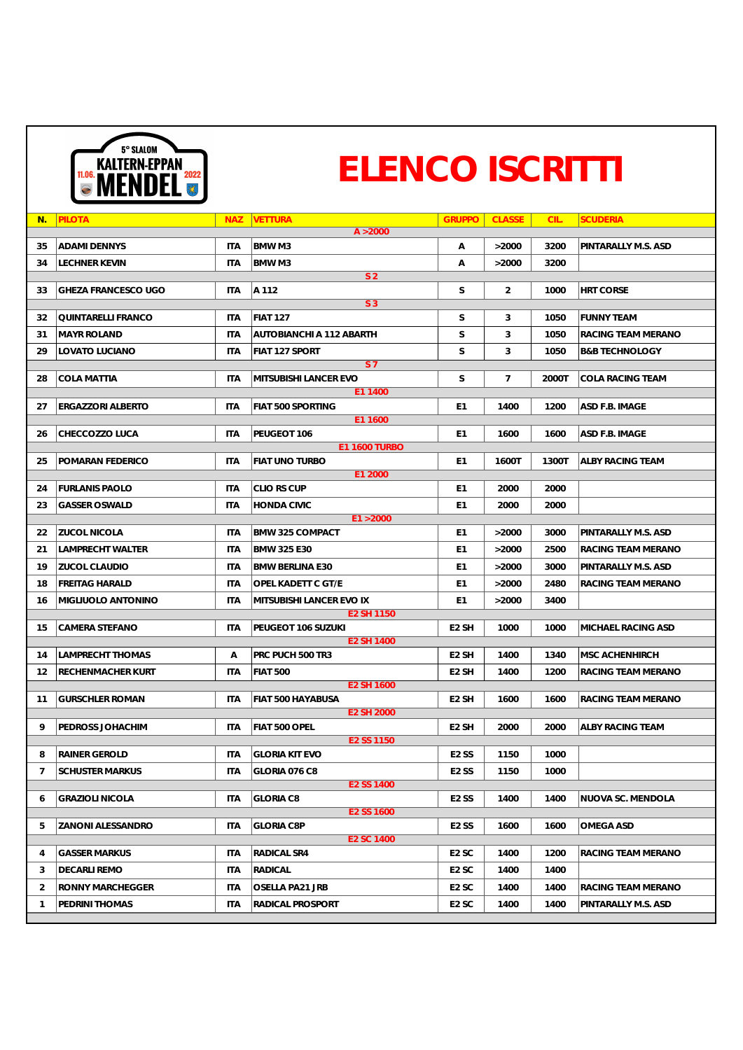5° SLALOM KALTERN-EPPAN MENDEL 11.06. 2022

# ELENCO ISCRITTI

| N. | PILOTA | NAZ | VETTURA | GRUPPO | CLASSE | CIL. | SCUDERIA |
|---|---|---|---|---|---|---|---|
| | | | A >2000 | | | | |
| 35 | ADAMI DENNYS | ITA | BMW M3 | A | >2000 | 3200 | PINTARALLY M.S. ASD |
| 34 | LECHNER KEVIN | ITA | BMW M3 | A | >2000 | 3200 | |
| | | | S 2 | | | | |
| 33 | GHEZA FRANCESCO UGO | ITA | A 112 | S | 2 | 1000 | HRT CORSE |
| | | | S 3 | | | | |
| 32 | QUINTARELLI FRANCO | ITA | FIAT 127 | S | 3 | 1050 | FUNNY TEAM |
| 31 | MAYR ROLAND | ITA | AUTOBIANCHI A 112 ABARTH | S | 3 | 1050 | RACING TEAM MERANO |
| 29 | LOVATO LUCIANO | ITA | FIAT 127 SPORT | S | 3 | 1050 | B&B TECHNOLOGY |
| | | | S 7 | | | | |
| 28 | COLA MATTIA | ITA | MITSUBISHI LANCER EVO | S | 7 | 2000T | COLA RACING TEAM |
| | | | E1 1400 | | | | |
| 27 | ERGAZZORI ALBERTO | ITA | FIAT 500 SPORTING | E1 | 1400 | 1200 | ASD F.B. IMAGE |
| | | | E1 1600 | | | | |
| 26 | CHECCOZZO LUCA | ITA | PEUGEOT 106 | E1 | 1600 | 1600 | ASD F.B. IMAGE |
| | | | E1 1600 TURBO | | | | |
| 25 | POMARAN FEDERICO | ITA | FIAT UNO TURBO | E1 | 1600T | 1300T | ALBY RACING TEAM |
| | | | E1 2000 | | | | |
| 24 | FURLANIS PAOLO | ITA | CLIO RS CUP | E1 | 2000 | 2000 | |
| 23 | GASSER OSWALD | ITA | HONDA CIVIC | E1 | 2000 | 2000 | |
| | | | E1 >2000 | | | | |
| 22 | ZUCOL NICOLA | ITA | BMW 325 COMPACT | E1 | >2000 | 3000 | PINTARALLY M.S. ASD |
| 21 | LAMPRECHT WALTER | ITA | BMW 325 E30 | E1 | >2000 | 2500 | RACING TEAM MERANO |
| 19 | ZUCOL CLAUDIO | ITA | BMW BERLINA E30 | E1 | >2000 | 3000 | PINTARALLY M.S. ASD |
| 18 | FREITAG HARALD | ITA | OPEL KADETT C GT/E | E1 | >2000 | 2480 | RACING TEAM MERANO |
| 16 | MIGLIUOLO ANTONINO | ITA | MITSUBISHI LANCER EVO IX | E1 | >2000 | 3400 | |
| | | | E2 SH 1150 | | | | |
| 15 | CAMERA STEFANO | ITA | PEUGEOT 106 SUZUKI | E2 SH | 1000 | 1000 | MICHAEL RACING ASD |
| | | | E2 SH 1400 | | | | |
| 14 | LAMPRECHT THOMAS | A | PRC PUCH 500 TR3 | E2 SH | 1400 | 1340 | MSC ACHENHIRCH |
| 12 | RECHENMACHER KURT | ITA | FIAT 500 | E2 SH | 1400 | 1200 | RACING TEAM MERANO |
| | | | E2 SH 1600 | | | | |
| 11 | GURSCHLER ROMAN | ITA | FIAT 500 HAYABUSA | E2 SH | 1600 | 1600 | RACING TEAM MERANO |
| | | | E2 SH 2000 | | | | |
| 9 | PEDROSS JOHACHIM | ITA | FIAT 500 OPEL | E2 SH | 2000 | 2000 | ALBY RACING TEAM |
| | | | E2 SS 1150 | | | | |
| 8 | RAINER GEROLD | ITA | GLORIA KIT EVO | E2 SS | 1150 | 1000 | |
| 7 | SCHUSTER MARKUS | ITA | GLORIA 076 C8 | E2 SS | 1150 | 1000 | |
| | | | E2 SS 1400 | | | | |
| 6 | GRAZIOLI NICOLA | ITA | GLORIA C8 | E2 SS | 1400 | 1400 | NUOVA SC. MENDOLA |
| | | | E2 SS 1600 | | | | |
| 5 | ZANONI ALESSANDRO | ITA | GLORIA C8P | E2 SS | 1600 | 1600 | OMEGA ASD |
| | | | E2 SC 1400 | | | | |
| 4 | GASSER MARKUS | ITA | RADICAL SR4 | E2 SC | 1400 | 1200 | RACING TEAM MERANO |
| 3 | DECARLI REMO | ITA | RADICAL | E2 SC | 1400 | 1400 | |
| 2 | RONNY MARCHEGGER | ITA | OSELLA PA21 JRB | E2 SC | 1400 | 1400 | RACING TEAM MERANO |
| 1 | PEDRINI THOMAS | ITA | RADICAL PROSPORT | E2 SC | 1400 | 1400 | PINTARALLY M.S. ASD |